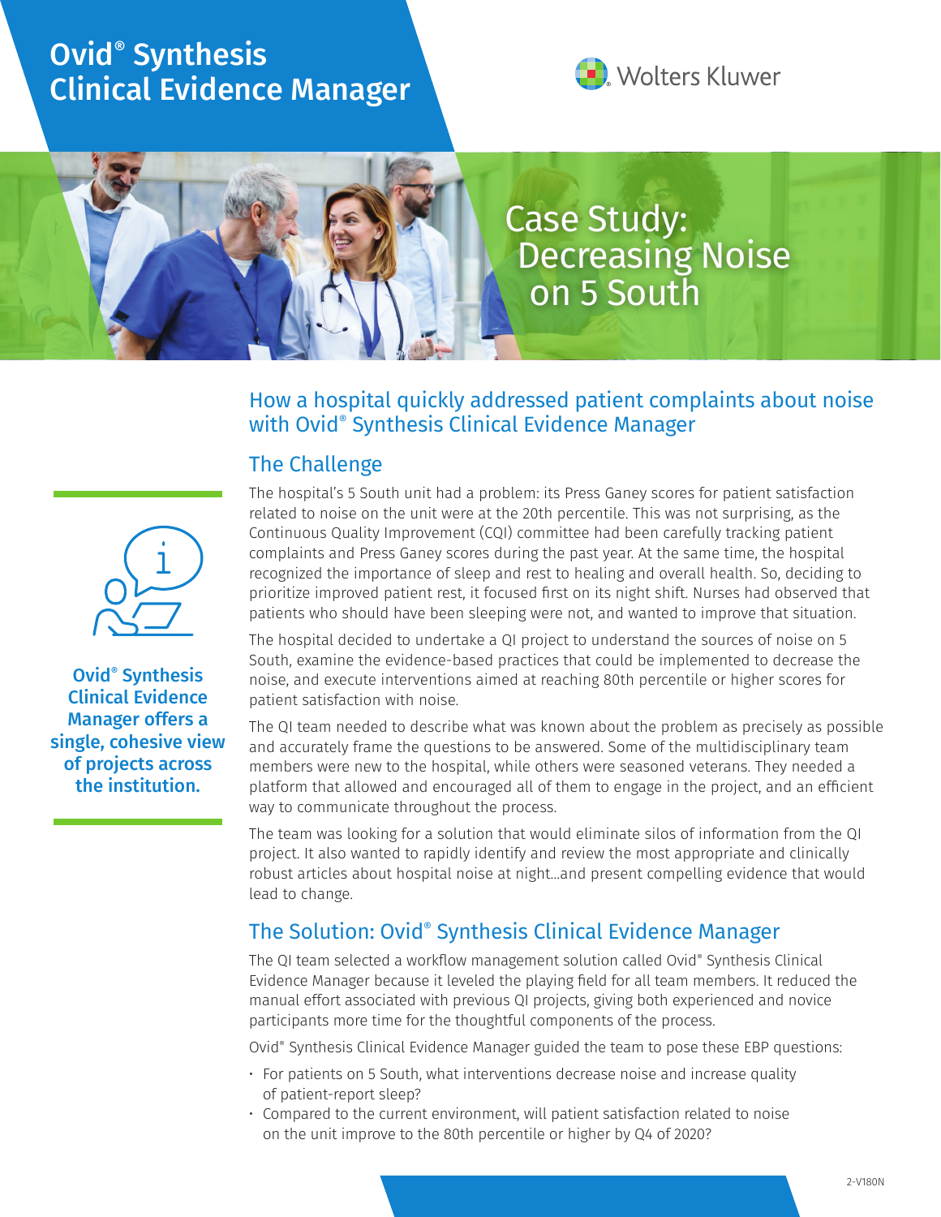# Ovid® Synthesis Clinical Evidence Manager

Wolters Kluwer

## Case Study: Decreasing Noise on 5 South

### How a hospital quickly addressed patient complaints about noise with Ovid® Synthesis Clinical Evidence Manager

**Ovid® Synthesis Clinical Evidence Manager offers a single, cohesive view of projects across the institution.**

### The Challenge

The hospital's 5 South unit had a problem: its Press Ganey scores for patient satisfaction related to noise on the unit were at the 20th percentile. This was not surprising, as the Continuous Quality Improvement (CQI) committee had been carefully tracking patient complaints and Press Ganey scores during the past year. At the same time, the hospital recognized the importance of sleep and rest to healing and overall health. So, deciding to prioritize improved patient rest, it focused first on its night shift. Nurses had observed that patients who should have been sleeping were not, and wanted to improve that situation.

The hospital decided to undertake a QI project to understand the sources of noise on 5 South, examine the evidence-based practices that could be implemented to decrease the noise, and execute interventions aimed at reaching 80th percentile or higher scores for patient satisfaction with noise.

The QI team needed to describe what was known about the problem as precisely as possible and accurately frame the questions to be answered. Some of the multidisciplinary team members were new to the hospital, while others were seasoned veterans. They needed a platform that allowed and encouraged all of them to engage in the project, and an efficient way to communicate throughout the process.

The team was looking for a solution that would eliminate silos of information from the QI project. It also wanted to rapidly identify and review the most appropriate and clinically robust articles about hospital noise at night...and present compelling evidence that would lead to change.

### The Solution: Ovid® Synthesis Clinical Evidence Manager

The QI team selected a workflow management solution called Ovid® Synthesis Clinical Evidence Manager because it leveled the playing field for all team members. It reduced the manual effort associated with previous QI projects, giving both experienced and novice participants more time for the thoughtful components of the process.

Ovid® Synthesis Clinical Evidence Manager guided the team to pose these EBP questions:

- For patients on 5 South, what interventions decrease noise and increase quality of patient-report sleep?
- Compared to the current environment, will patient satisfaction related to noise on the unit improve to the 80th percentile or higher by Q4 of 2020?

2-V180N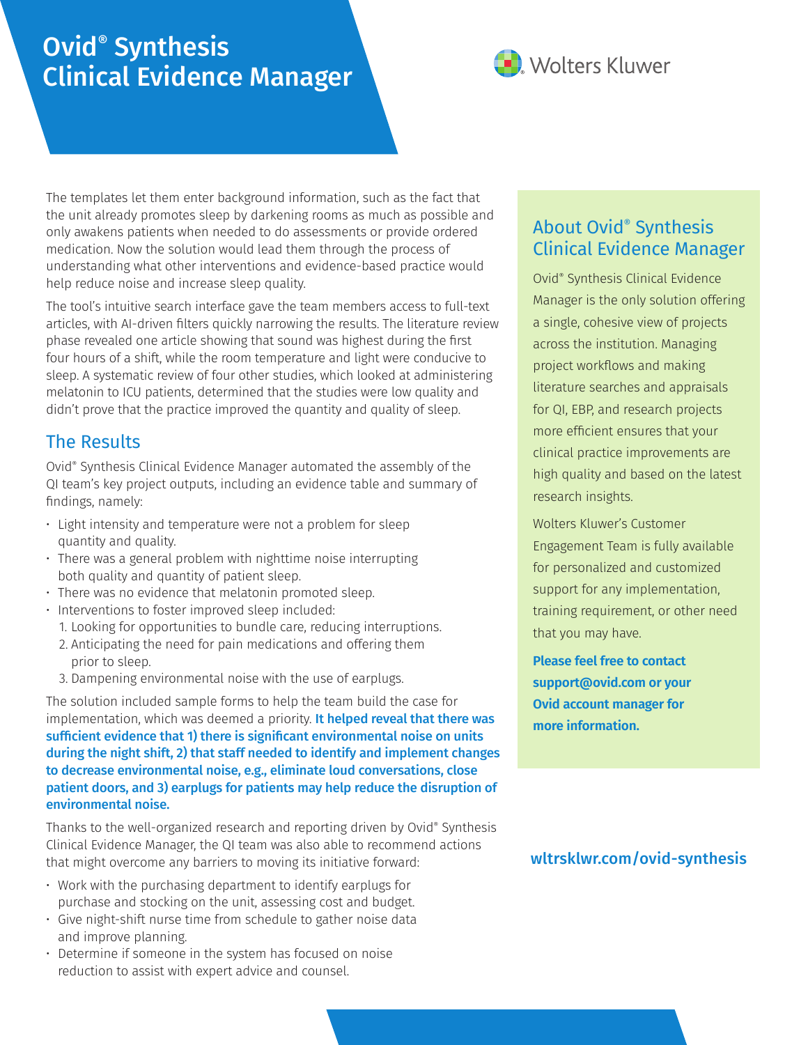# Ovid® Synthesis Clinical Evidence Manager

The templates let them enter background information, such as the fact that the unit already promotes sleep by darkening rooms as much as possible and only awakens patients when needed to do assessments or provide ordered medication. Now the solution would lead them through the process of understanding what other interventions and evidence-based practice would help reduce noise and increase sleep quality.

The tool's intuitive search interface gave the team members access to full-text articles, with AI-driven filters quickly narrowing the results. The literature review phase revealed one article showing that sound was highest during the first four hours of a shift, while the room temperature and light were conducive to sleep. A systematic review of four other studies, which looked at administering melatonin to ICU patients, determined that the studies were low quality and didn't prove that the practice improved the quantity and quality of sleep.

## The Results

Ovid® Synthesis Clinical Evidence Manager automated the assembly of the QI team's key project outputs, including an evidence table and summary of findings, namely:

- Light intensity and temperature were not a problem for sleep quantity and quality.
- There was a general problem with nighttime noise interrupting both quality and quantity of patient sleep.
- There was no evidence that melatonin promoted sleep.
- Interventions to foster improved sleep included:
  1. Looking for opportunities to bundle care, reducing interruptions.
  2. Anticipating the need for pain medications and offering them prior to sleep.
  3. Dampening environmental noise with the use of earplugs.

The solution included sample forms to help the team build the case for implementation, which was deemed a priority. **It helped reveal that there was sufficient evidence that 1) there is significant environmental noise on units during the night shift, 2) that staff needed to identify and implement changes to decrease environmental noise, e.g., eliminate loud conversations, close patient doors, and 3) earplugs for patients may help reduce the disruption of environmental noise.**

Thanks to the well-organized research and reporting driven by Ovid® Synthesis Clinical Evidence Manager, the QI team was also able to recommend actions that might overcome any barriers to moving its initiative forward:

- Work with the purchasing department to identify earplugs for purchase and stocking on the unit, assessing cost and budget.
- Give night-shift nurse time from schedule to gather noise data and improve planning.
- Determine if someone in the system has focused on noise reduction to assist with expert advice and counsel.

## About Ovid® Synthesis Clinical Evidence Manager

Ovid® Synthesis Clinical Evidence Manager is the only solution offering a single, cohesive view of projects across the institution. Managing project workflows and making literature searches and appraisals for QI, EBP, and research projects more efficient ensures that your clinical practice improvements are high quality and based on the latest research insights.

Wolters Kluwer's Customer Engagement Team is fully available for personalized and customized support for any implementation, training requirement, or other need that you may have.

**Please feel free to contact support@ovid.com or your Ovid account manager for more information.**

**wltrsklwr.com/ovid-synthesis**